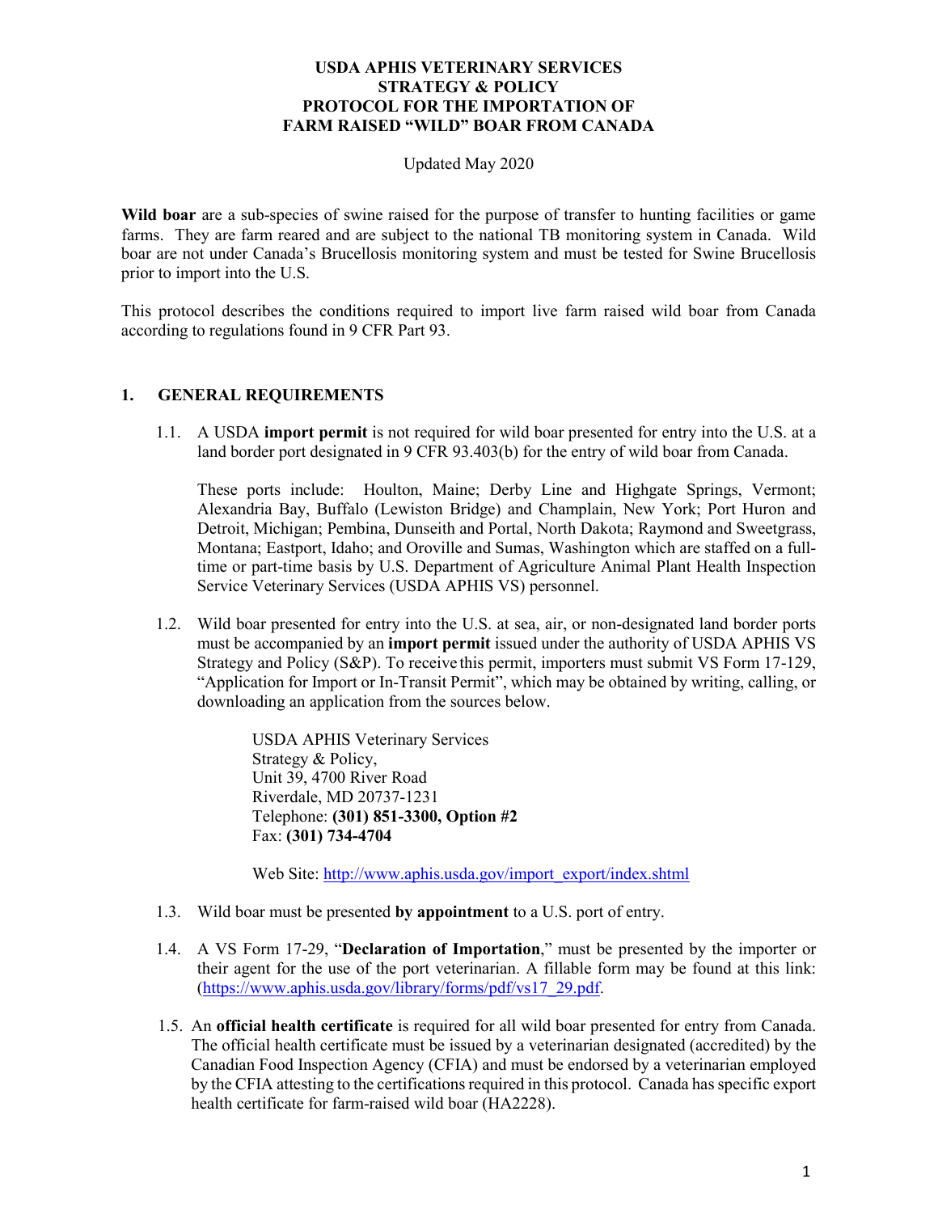**USDA APHIS VETERINARY SERVICES**
**STRATEGY & POLICY**
**PROTOCOL FOR THE IMPORTATION OF**
**FARM RAISED "WILD" BOAR FROM CANADA**

Updated May 2020

**Wild boar** are a sub-species of swine raised for the purpose of transfer to hunting facilities or game farms. They are farm reared and are subject to the national TB monitoring system in Canada. Wild boar are not under Canada's Brucellosis monitoring system and must be tested for Swine Brucellosis prior to import into the U.S.

This protocol describes the conditions required to import live farm raised wild boar from Canada according to regulations found in 9 CFR Part 93.

## 1. GENERAL REQUIREMENTS

1.1. A USDA **import permit** is not required for wild boar presented for entry into the U.S. at a land border port designated in 9 CFR 93.403(b) for the entry of wild boar from Canada.

These ports include: Houlton, Maine; Derby Line and Highgate Springs, Vermont; Alexandria Bay, Buffalo (Lewiston Bridge) and Champlain, New York; Port Huron and Detroit, Michigan; Pembina, Dunseith and Portal, North Dakota; Raymond and Sweetgrass, Montana; Eastport, Idaho; and Oroville and Sumas, Washington which are staffed on a full-time or part-time basis by U.S. Department of Agriculture Animal Plant Health Inspection Service Veterinary Services (USDA APHIS VS) personnel.

1.2. Wild boar presented for entry into the U.S. at sea, air, or non-designated land border ports must be accompanied by an **import permit** issued under the authority of USDA APHIS VS Strategy and Policy (S&P). To receive this permit, importers must submit VS Form 17-129, "Application for Import or In-Transit Permit", which may be obtained by writing, calling, or downloading an application from the sources below.

> USDA APHIS Veterinary Services
> Strategy & Policy,
> Unit 39, 4700 River Road
> Riverdale, MD 20737-1231
> Telephone: **(301) 851-3300, Option #2**
> Fax: **(301) 734-4704**
>
> Web Site: http://www.aphis.usda.gov/import_export/index.shtml

1.3. Wild boar must be presented **by appointment** to a U.S. port of entry.

1.4. A VS Form 17-29, "**Declaration of Importation**," must be presented by the importer or their agent for the use of the port veterinarian. A fillable form may be found at this link: (https://www.aphis.usda.gov/library/forms/pdf/vs17_29.pdf.

1.5. An **official health certificate** is required for all wild boar presented for entry from Canada. The official health certificate must be issued by a veterinarian designated (accredited) by the Canadian Food Inspection Agency (CFIA) and must be endorsed by a veterinarian employed by the CFIA attesting to the certifications required in this protocol. Canada has specific export health certificate for farm-raised wild boar (HA2228).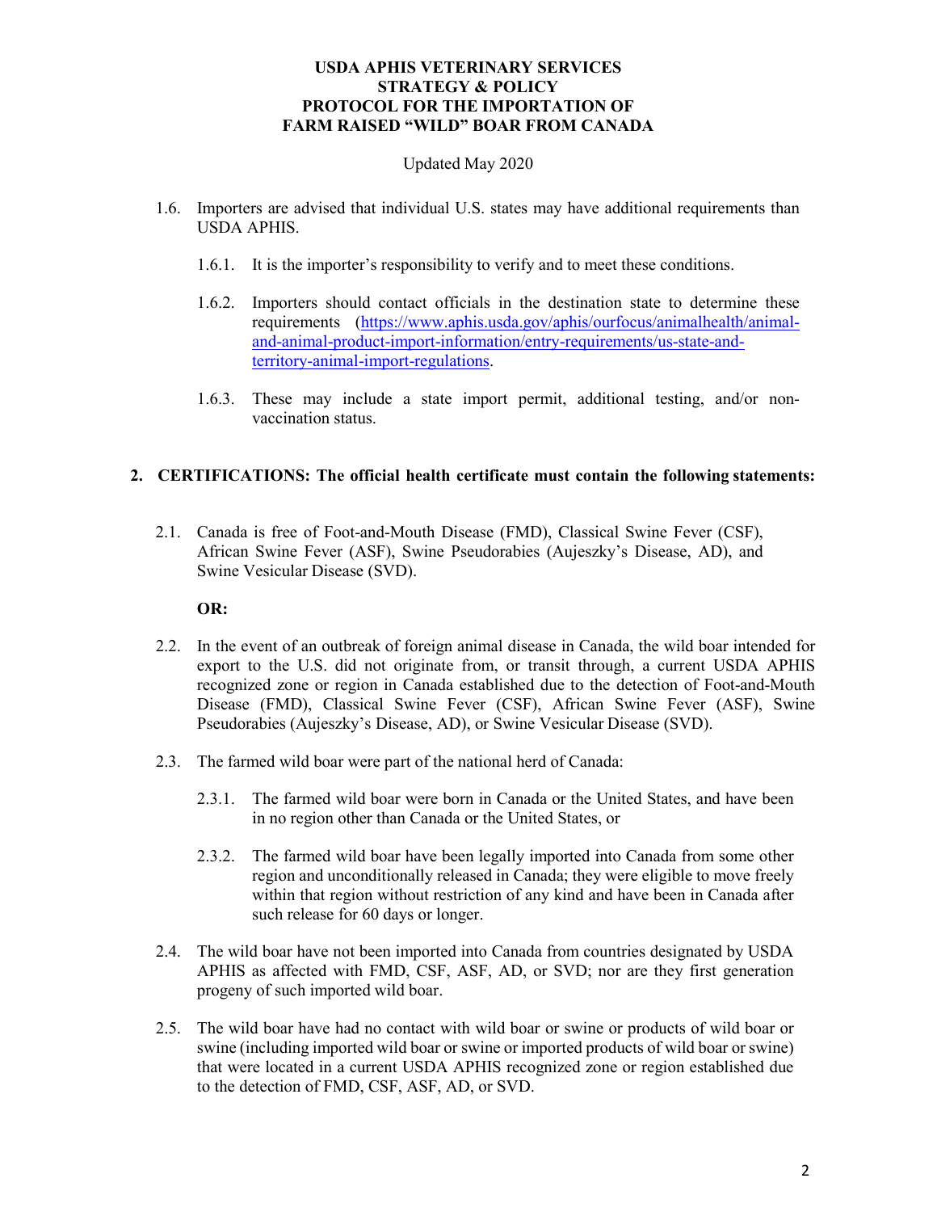**USDA APHIS VETERINARY SERVICES**
**STRATEGY & POLICY**
**PROTOCOL FOR THE IMPORTATION OF**
**FARM RAISED "WILD" BOAR FROM CANADA**

Updated May 2020

1.6. Importers are advised that individual U.S. states may have additional requirements than USDA APHIS.

   1.6.1. It is the importer's responsibility to verify and to meet these conditions.

   1.6.2. Importers should contact officials in the destination state to determine these requirements (https://www.aphis.usda.gov/aphis/ourfocus/animalhealth/animal-and-animal-product-import-information/entry-requirements/us-state-and-territory-animal-import-regulations).

   1.6.3. These may include a state import permit, additional testing, and/or non-vaccination status.

## 2. CERTIFICATIONS: The official health certificate must contain the following statements:

2.1. Canada is free of Foot-and-Mouth Disease (FMD), Classical Swine Fever (CSF), African Swine Fever (ASF), Swine Pseudorabies (Aujeszky's Disease, AD), and Swine Vesicular Disease (SVD).

**OR:**

2.2. In the event of an outbreak of foreign animal disease in Canada, the wild boar intended for export to the U.S. did not originate from, or transit through, a current USDA APHIS recognized zone or region in Canada established due to the detection of Foot-and-Mouth Disease (FMD), Classical Swine Fever (CSF), African Swine Fever (ASF), Swine Pseudorabies (Aujeszky's Disease, AD), or Swine Vesicular Disease (SVD).

2.3. The farmed wild boar were part of the national herd of Canada:

   2.3.1. The farmed wild boar were born in Canada or the United States, and have been in no region other than Canada or the United States, or

   2.3.2. The farmed wild boar have been legally imported into Canada from some other region and unconditionally released in Canada; they were eligible to move freely within that region without restriction of any kind and have been in Canada after such release for 60 days or longer.

2.4. The wild boar have not been imported into Canada from countries designated by USDA APHIS as affected with FMD, CSF, ASF, AD, or SVD; nor are they first generation progeny of such imported wild boar.

2.5. The wild boar have had no contact with wild boar or swine or products of wild boar or swine (including imported wild boar or swine or imported products of wild boar or swine) that were located in a current USDA APHIS recognized zone or region established due to the detection of FMD, CSF, ASF, AD, or SVD.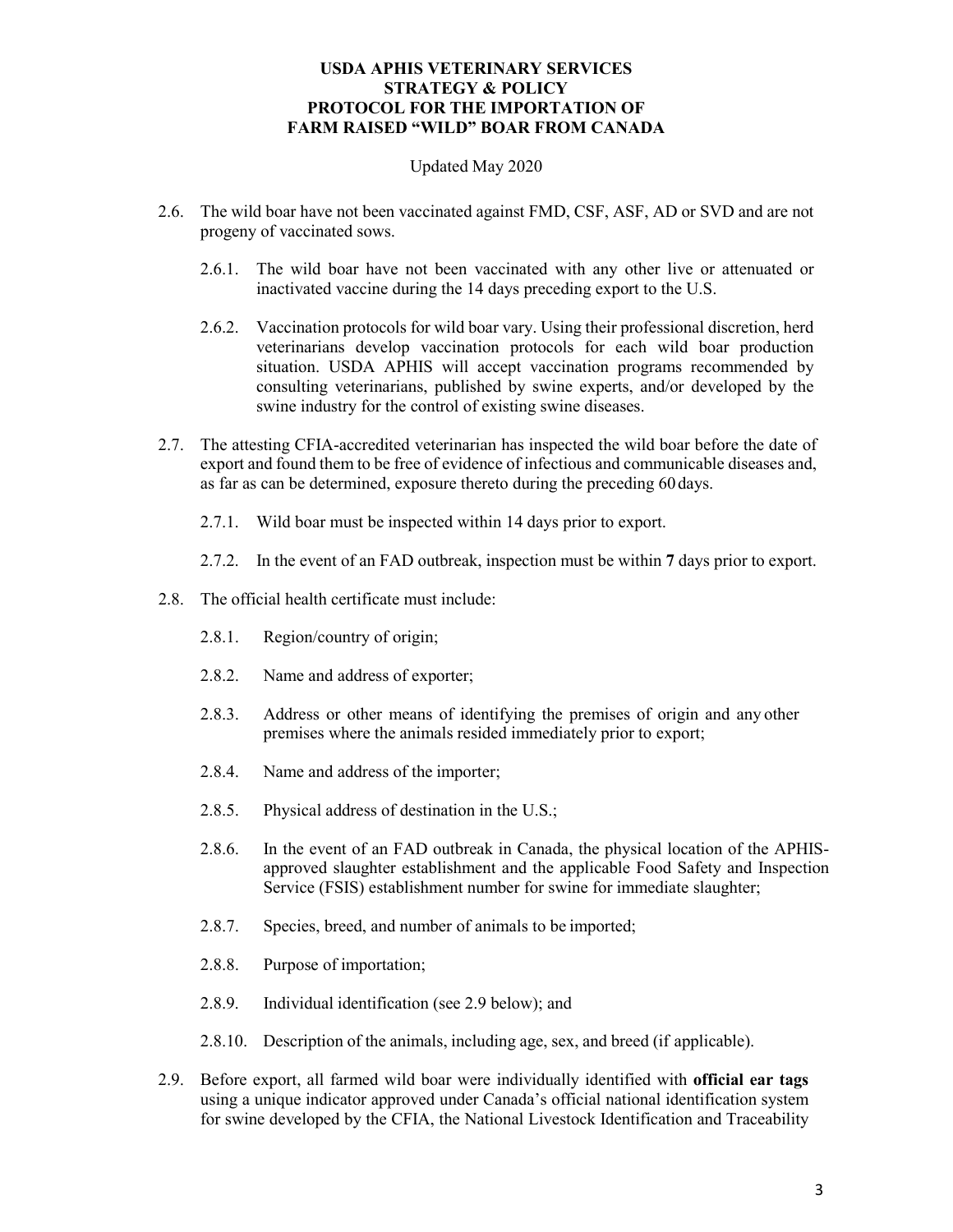2.6. The wild boar have not been vaccinated against FMD, CSF, ASF, AD or SVD and are not progeny of vaccinated sows.

   2.6.1. The wild boar have not been vaccinated with any other live or attenuated or inactivated vaccine during the 14 days preceding export to the U.S.

   2.6.2. Vaccination protocols for wild boar vary. Using their professional discretion, herd veterinarians develop vaccination protocols for each wild boar production situation. USDA APHIS will accept vaccination programs recommended by consulting veterinarians, published by swine experts, and/or developed by the swine industry for the control of existing swine diseases.

2.7. The attesting CFIA-accredited veterinarian has inspected the wild boar before the date of export and found them to be free of evidence of infectious and communicable diseases and, as far as can be determined, exposure thereto during the preceding 60 days.

   2.7.1. Wild boar must be inspected within 14 days prior to export.

   2.7.2. In the event of an FAD outbreak, inspection must be within **7** days prior to export.

2.8. The official health certificate must include:

   2.8.1. Region/country of origin;

   2.8.2. Name and address of exporter;

   2.8.3. Address or other means of identifying the premises of origin and any other premises where the animals resided immediately prior to export;

   2.8.4. Name and address of the importer;

   2.8.5. Physical address of destination in the U.S.;

   2.8.6. In the event of an FAD outbreak in Canada, the physical location of the APHIS-approved slaughter establishment and the applicable Food Safety and Inspection Service (FSIS) establishment number for swine for immediate slaughter;

   2.8.7. Species, breed, and number of animals to be imported;

   2.8.8. Purpose of importation;

   2.8.9. Individual identification (see 2.9 below); and

   2.8.10. Description of the animals, including age, sex, and breed (if applicable).

2.9. Before export, all farmed wild boar were individually identified with **official ear tags** using a unique indicator approved under Canada's official national identification system for swine developed by the CFIA, the National Livestock Identification and Traceability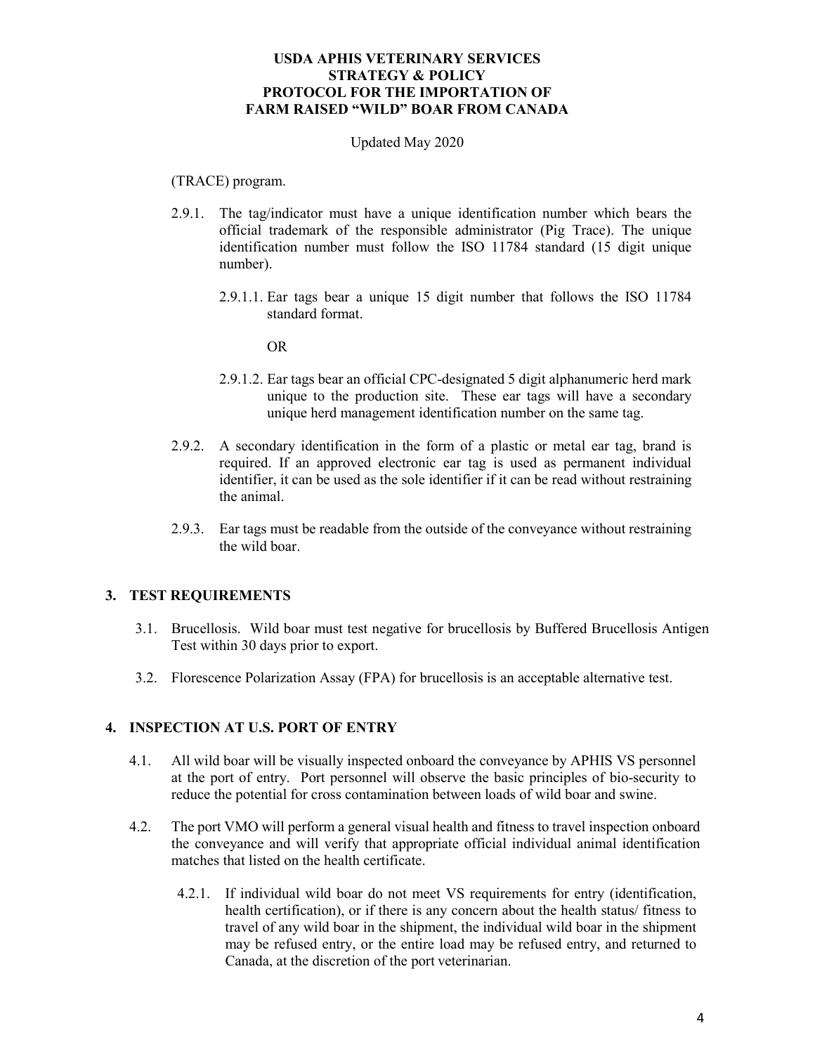(TRACE) program.

2.9.1. The tag/indicator must have a unique identification number which bears the official trademark of the responsible administrator (Pig Trace). The unique identification number must follow the ISO 11784 standard (15 digit unique number).

2.9.1.1. Ear tags bear a unique 15 digit number that follows the ISO 11784 standard format.

OR

2.9.1.2. Ear tags bear an official CPC-designated 5 digit alphanumeric herd mark unique to the production site. These ear tags will have a secondary unique herd management identification number on the same tag.

2.9.2. A secondary identification in the form of a plastic or metal ear tag, brand is required. If an approved electronic ear tag is used as permanent individual identifier, it can be used as the sole identifier if it can be read without restraining the animal.

2.9.3. Ear tags must be readable from the outside of the conveyance without restraining the wild boar.

## 3. TEST REQUIREMENTS

3.1. Brucellosis. Wild boar must test negative for brucellosis by Buffered Brucellosis Antigen Test within 30 days prior to export.

3.2. Florescence Polarization Assay (FPA) for brucellosis is an acceptable alternative test.

## 4. INSPECTION AT U.S. PORT OF ENTRY

4.1. All wild boar will be visually inspected onboard the conveyance by APHIS VS personnel at the port of entry. Port personnel will observe the basic principles of bio-security to reduce the potential for cross contamination between loads of wild boar and swine.

4.2. The port VMO will perform a general visual health and fitness to travel inspection onboard the conveyance and will verify that appropriate official individual animal identification matches that listed on the health certificate.

4.2.1. If individual wild boar do not meet VS requirements for entry (identification, health certification), or if there is any concern about the health status/ fitness to travel of any wild boar in the shipment, the individual wild boar in the shipment may be refused entry, or the entire load may be refused entry, and returned to Canada, at the discretion of the port veterinarian.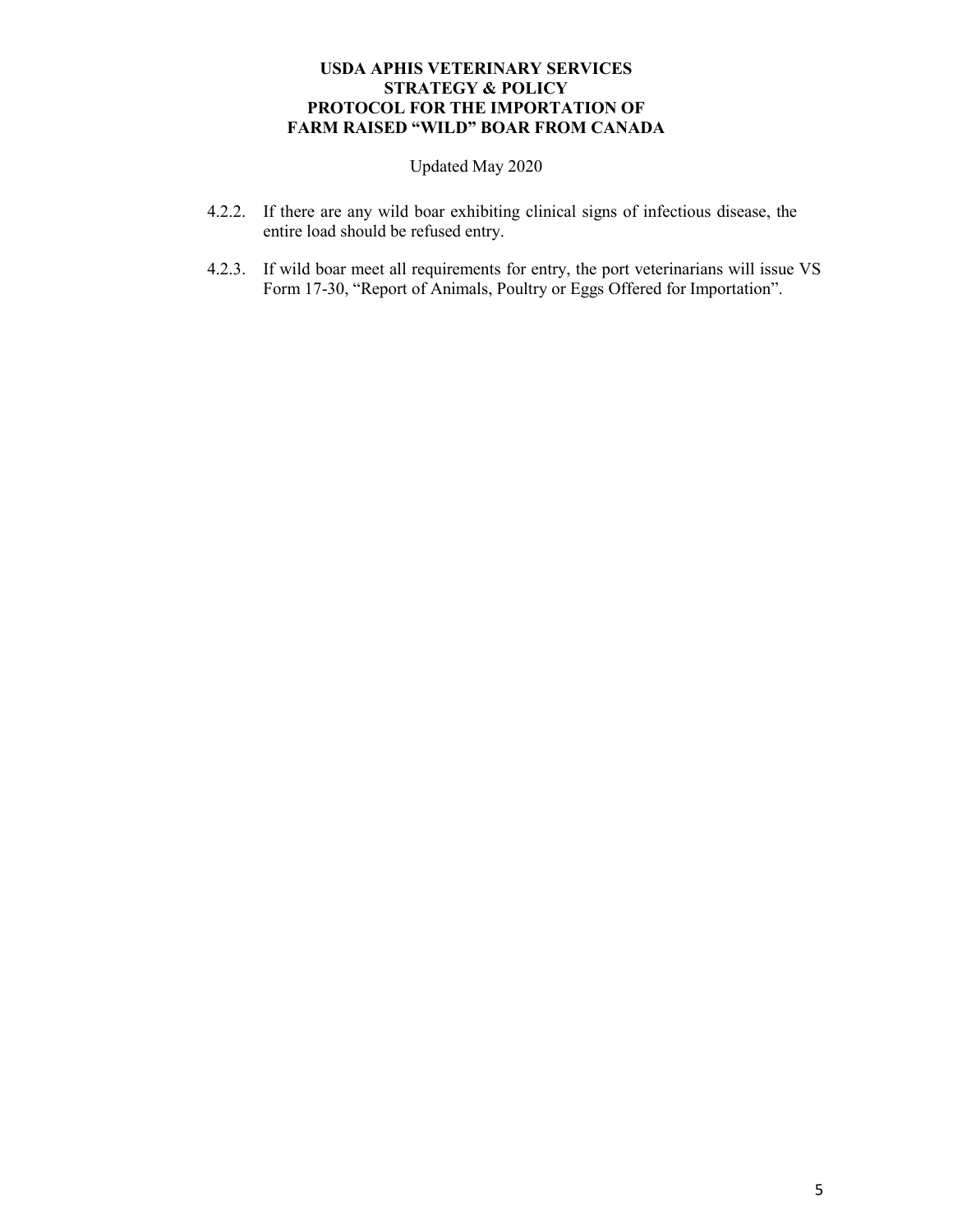4.2.2. If there are any wild boar exhibiting clinical signs of infectious disease, the entire load should be refused entry.

4.2.3. If wild boar meet all requirements for entry, the port veterinarians will issue VS Form 17-30, "Report of Animals, Poultry or Eggs Offered for Importation".